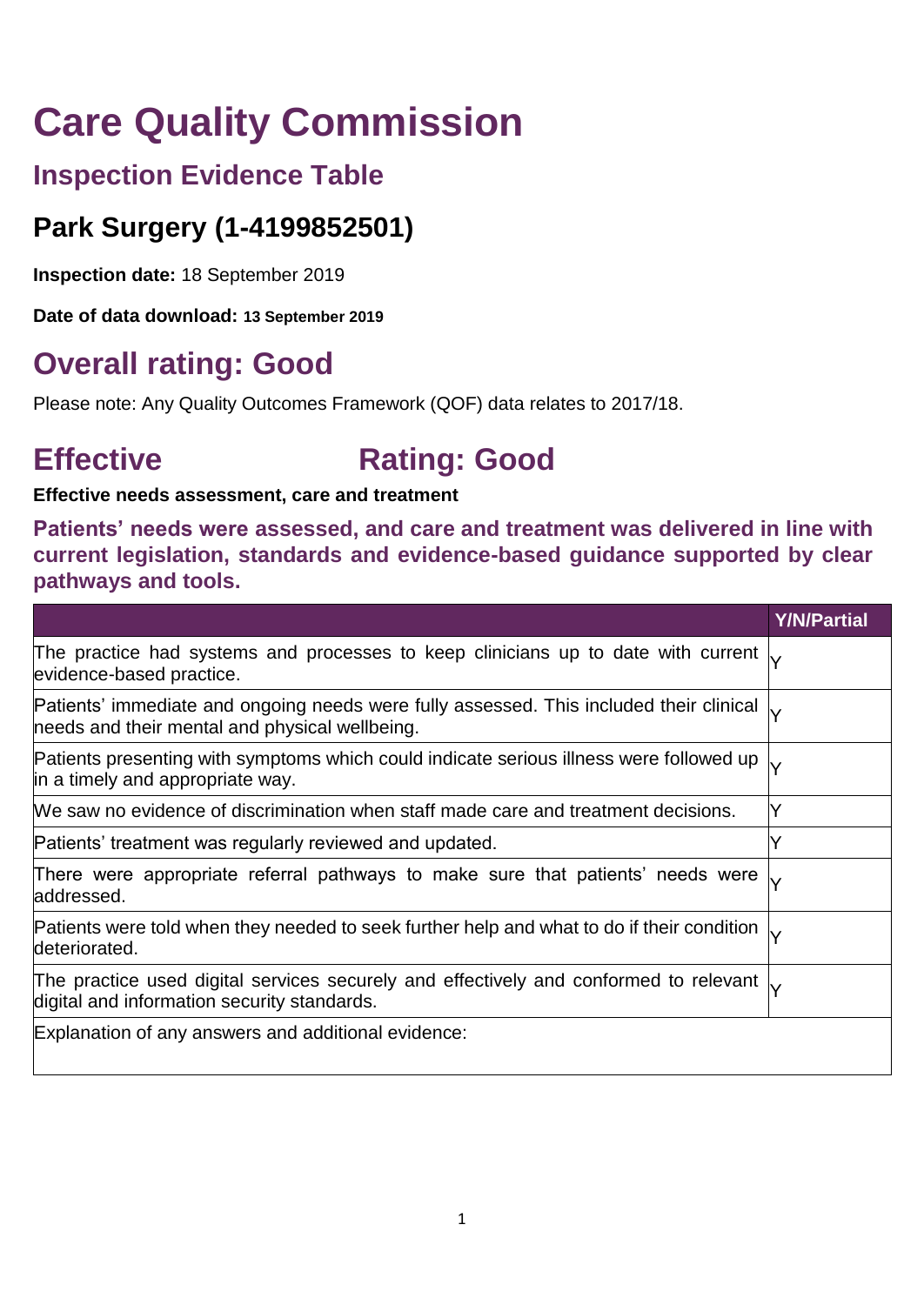# Care Quality Commission

## Inspection Evidence Table

## Park Surgery (1-4199852501)

**Inspection date:** 18 September 2019

**Date of data download:** **13 September 2019**

## Overall rating: Good

Please note: Any Quality Outcomes Framework (QOF) data relates to 2017/18.

## Effective Rating: Good

**Effective needs assessment, care and treatment**

### Patients' needs were assessed, and care and treatment was delivered in line with current legislation, standards and evidence-based guidance supported by clear pathways and tools.

| | Y/N/Partial |
|---|---|
| The practice had systems and processes to keep clinicians up to date with current evidence-based practice. | Y |
| Patients' immediate and ongoing needs were fully assessed. This included their clinical needs and their mental and physical wellbeing. | Y |
| Patients presenting with symptoms which could indicate serious illness were followed up in a timely and appropriate way. | Y |
| We saw no evidence of discrimination when staff made care and treatment decisions. | Y |
| Patients' treatment was regularly reviewed and updated. | Y |
| There were appropriate referral pathways to make sure that patients' needs were addressed. | Y |
| Patients were told when they needed to seek further help and what to do if their condition deteriorated. | Y |
| The practice used digital services securely and effectively and conformed to relevant digital and information security standards. | Y |
| Explanation of any answers and additional evidence: | |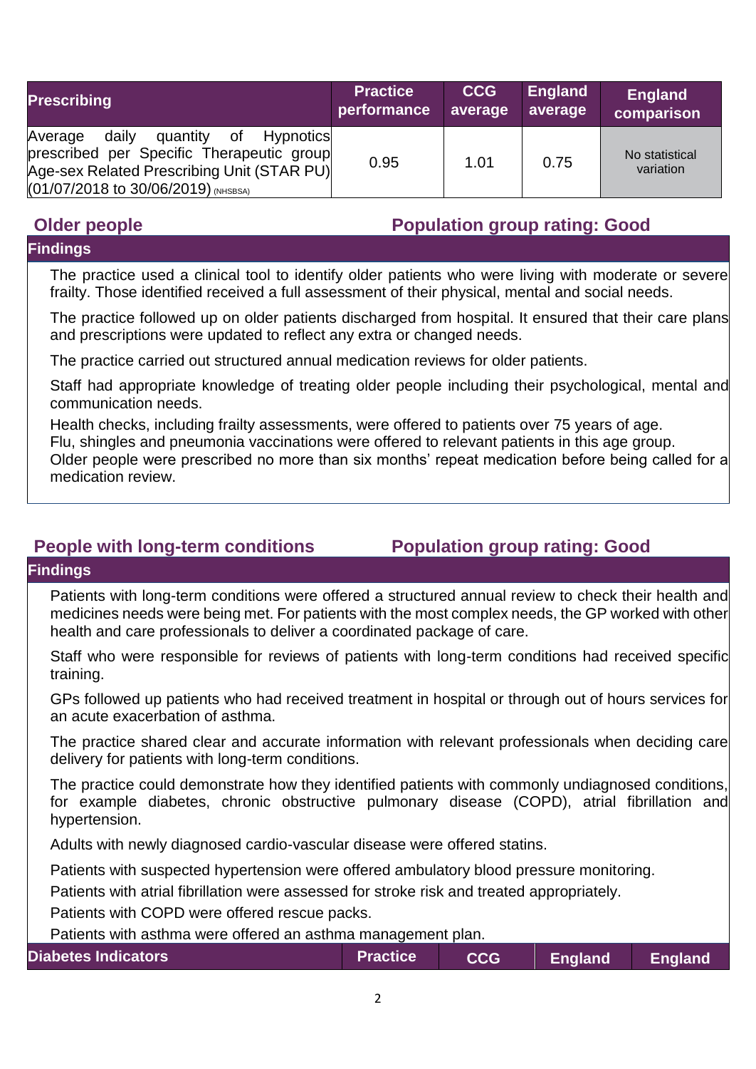| Prescribing | Practice performance | CCG average | England average | England comparison |
|---|---|---|---|---|
| Average daily quantity of Hypnotics prescribed per Specific Therapeutic group Age-sex Related Prescribing Unit (STAR PU) (01/07/2018 to 30/06/2019) (NHSBSA) | 0.95 | 1.01 | 0.75 | No statistical variation |

## Older people — Population group rating: Good

### Findings

The practice used a clinical tool to identify older patients who were living with moderate or severe frailty. Those identified received a full assessment of their physical, mental and social needs.

The practice followed up on older patients discharged from hospital. It ensured that their care plans and prescriptions were updated to reflect any extra or changed needs.

The practice carried out structured annual medication reviews for older patients.

Staff had appropriate knowledge of treating older people including their psychological, mental and communication needs.

Health checks, including frailty assessments, were offered to patients over 75 years of age.
Flu, shingles and pneumonia vaccinations were offered to relevant patients in this age group.
Older people were prescribed no more than six months' repeat medication before being called for a medication review.

## People with long-term conditions — Population group rating: Good

### Findings

Patients with long-term conditions were offered a structured annual review to check their health and medicines needs were being met. For patients with the most complex needs, the GP worked with other health and care professionals to deliver a coordinated package of care.

Staff who were responsible for reviews of patients with long-term conditions had received specific training.

GPs followed up patients who had received treatment in hospital or through out of hours services for an acute exacerbation of asthma.

The practice shared clear and accurate information with relevant professionals when deciding care delivery for patients with long-term conditions.

The practice could demonstrate how they identified patients with commonly undiagnosed conditions, for example diabetes, chronic obstructive pulmonary disease (COPD), atrial fibrillation and hypertension.

Adults with newly diagnosed cardio-vascular disease were offered statins.

Patients with suspected hypertension were offered ambulatory blood pressure monitoring.

Patients with atrial fibrillation were assessed for stroke risk and treated appropriately.

Patients with COPD were offered rescue packs.

Patients with asthma were offered an asthma management plan.

| Diabetes Indicators | Practice | CCG | England | England |
|---|---|---|---|---|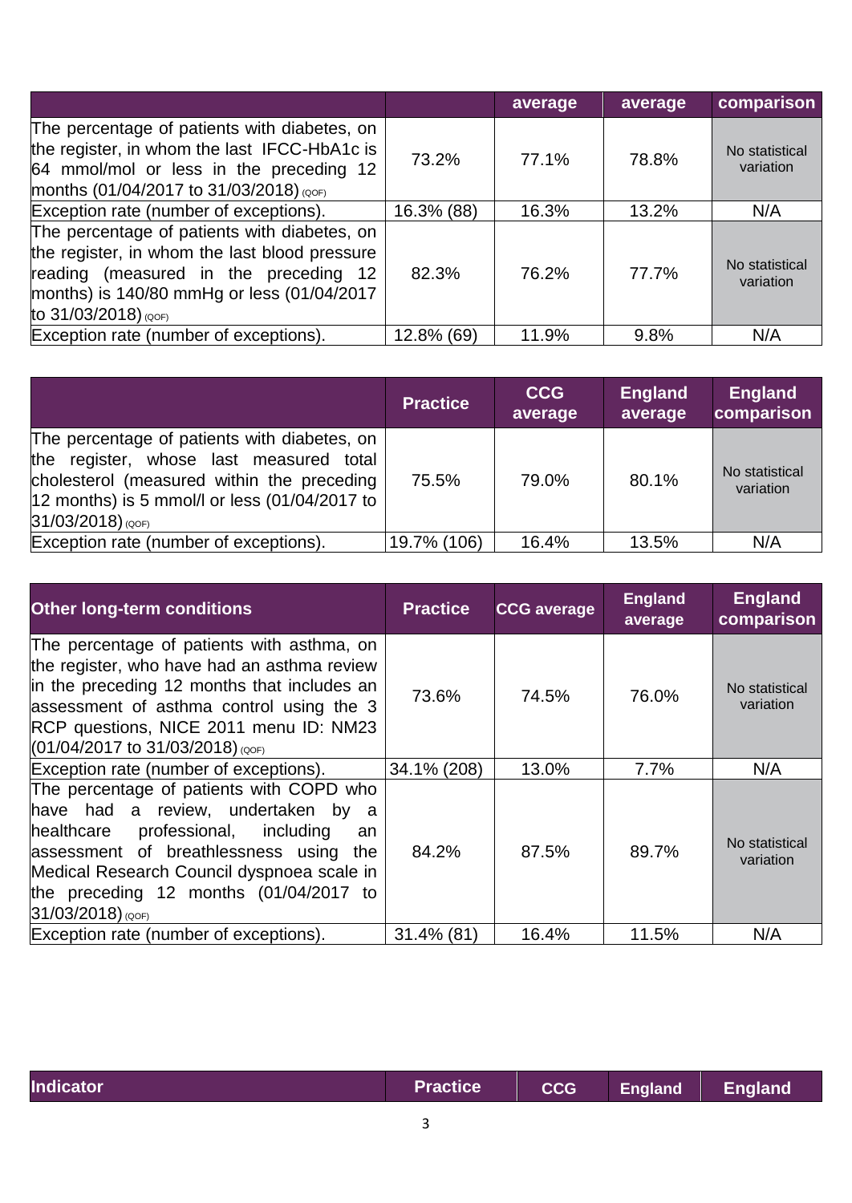| | | average | average | comparison |
|---|---|---|---|---|
| The percentage of patients with diabetes, on the register, in whom the last IFCC-HbA1c is 64 mmol/mol or less in the preceding 12 months (01/04/2017 to 31/03/2018) (QOF) | 73.2% | 77.1% | 78.8% | No statistical variation |
| Exception rate (number of exceptions). | 16.3% (88) | 16.3% | 13.2% | N/A |
| The percentage of patients with diabetes, on the register, in whom the last blood pressure reading (measured in the preceding 12 months) is 140/80 mmHg or less (01/04/2017 to 31/03/2018) (QOF) | 82.3% | 76.2% | 77.7% | No statistical variation |
| Exception rate (number of exceptions). | 12.8% (69) | 11.9% | 9.8% | N/A |

| | Practice | CCG average | England average | England comparison |
|---|---|---|---|---|
| The percentage of patients with diabetes, on the register, whose last measured total cholesterol (measured within the preceding 12 months) is 5 mmol/l or less (01/04/2017 to 31/03/2018) (QOF) | 75.5% | 79.0% | 80.1% | No statistical variation |
| Exception rate (number of exceptions). | 19.7% (106) | 16.4% | 13.5% | N/A |

| Other long-term conditions | Practice | CCG average | England average | England comparison |
|---|---|---|---|---|
| The percentage of patients with asthma, on the register, who have had an asthma review in the preceding 12 months that includes an assessment of asthma control using the 3 RCP questions, NICE 2011 menu ID: NM23 (01/04/2017 to 31/03/2018) (QOF) | 73.6% | 74.5% | 76.0% | No statistical variation |
| Exception rate (number of exceptions). | 34.1% (208) | 13.0% | 7.7% | N/A |
| The percentage of patients with COPD who have had a review, undertaken by a healthcare professional, including an assessment of breathlessness using the Medical Research Council dyspnoea scale in the preceding 12 months (01/04/2017 to 31/03/2018) (QOF) | 84.2% | 87.5% | 89.7% | No statistical variation |
| Exception rate (number of exceptions). | 31.4% (81) | 16.4% | 11.5% | N/A |

| Indicator | Practice | CCG | England | England |
|---|---|---|---|---|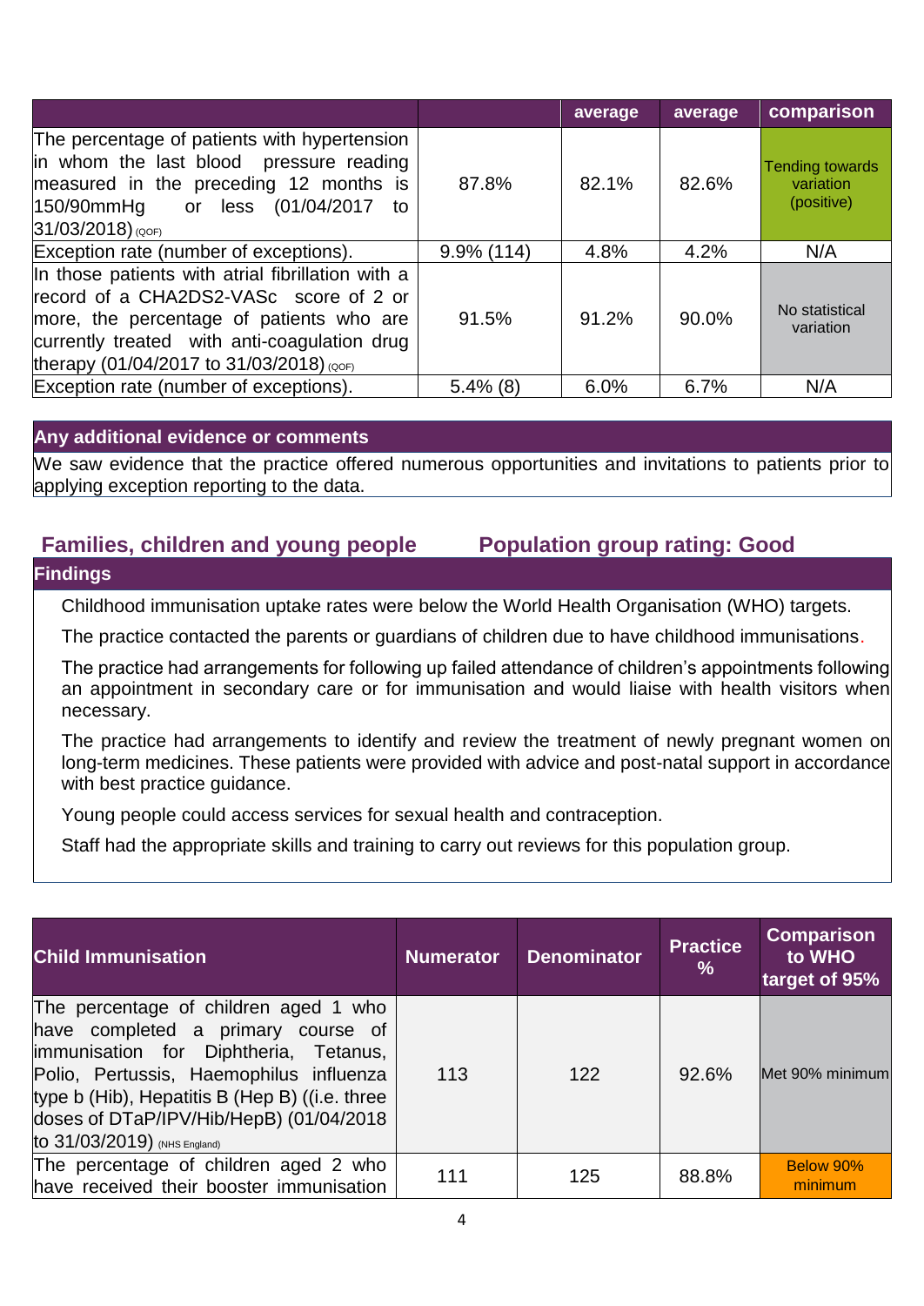| | | average | average | comparison |
|---|---|---|---|---|
| The percentage of patients with hypertension in whom the last blood pressure reading measured in the preceding 12 months is 150/90mmHg or less (01/04/2017 to 31/03/2018) (QOF) | 87.8% | 82.1% | 82.6% | Tending towards variation (positive) |
| Exception rate (number of exceptions). | 9.9% (114) | 4.8% | 4.2% | N/A |
| In those patients with atrial fibrillation with a record of a CHA2DS2-VASc score of 2 or more, the percentage of patients who are currently treated with anti-coagulation drug therapy (01/04/2017 to 31/03/2018) (QOF) | 91.5% | 91.2% | 90.0% | No statistical variation |
| Exception rate (number of exceptions). | 5.4% (8) | 6.0% | 6.7% | N/A |

**Any additional evidence or comments**

We saw evidence that the practice offered numerous opportunities and invitations to patients prior to applying exception reporting to the data.

## Families, children and young people — Population group rating: Good

**Findings**

- Childhood immunisation uptake rates were below the World Health Organisation (WHO) targets.
- The practice contacted the parents or guardians of children due to have childhood immunisations.
- The practice had arrangements for following up failed attendance of children's appointments following an appointment in secondary care or for immunisation and would liaise with health visitors when necessary.
- The practice had arrangements to identify and review the treatment of newly pregnant women on long-term medicines. These patients were provided with advice and post-natal support in accordance with best practice guidance.
- Young people could access services for sexual health and contraception.
- Staff had the appropriate skills and training to carry out reviews for this population group.

| Child Immunisation | Numerator | Denominator | Practice % | Comparison to WHO target of 95% |
|---|---|---|---|---|
| The percentage of children aged 1 who have completed a primary course of immunisation for Diphtheria, Tetanus, Polio, Pertussis, Haemophilus influenza type b (Hib), Hepatitis B (Hep B) ((i.e. three doses of DTaP/IPV/Hib/HepB) (01/04/2018 to 31/03/2019) (NHS England) | 113 | 122 | 92.6% | Met 90% minimum |
| The percentage of children aged 2 who have received their booster immunisation | 111 | 125 | 88.8% | Below 90% minimum |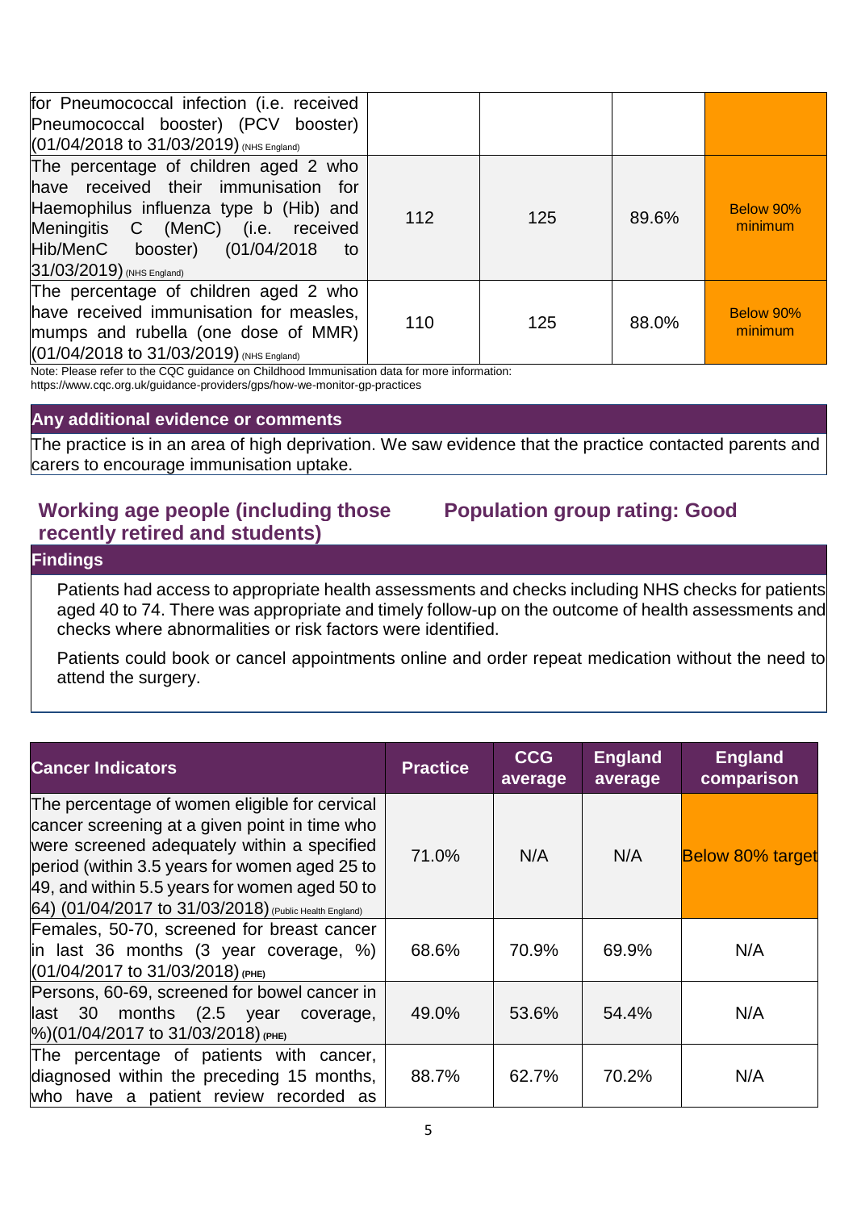| | | | |
|---|---|---|---|
| for Pneumococcal infection (i.e. received Pneumococcal booster) (PCV booster) (01/04/2018 to 31/03/2019) (NHS England) | | | |
| The percentage of children aged 2 who have received their immunisation for Haemophilus influenza type b (Hib) and Meningitis C (MenC) (i.e. received Hib/MenC booster) (01/04/2018 to 31/03/2019) (NHS England) | 112 | 125 | 89.6% | Below 90% minimum |
| The percentage of children aged 2 who have received immunisation for measles, mumps and rubella (one dose of MMR) (01/04/2018 to 31/03/2019) (NHS England) | 110 | 125 | 88.0% | Below 90% minimum |

Note: Please refer to the CQC guidance on Childhood Immunisation data for more information: https://www.cqc.org.uk/guidance-providers/gps/how-we-monitor-gp-practices

**Any additional evidence or comments**

The practice is in an area of high deprivation. We saw evidence that the practice contacted parents and carers to encourage immunisation uptake.

## Working age people (including those recently retired and students) Population group rating: Good

**Findings**

Patients had access to appropriate health assessments and checks including NHS checks for patients aged 40 to 74. There was appropriate and timely follow-up on the outcome of health assessments and checks where abnormalities or risk factors were identified.

Patients could book or cancel appointments online and order repeat medication without the need to attend the surgery.

| Cancer Indicators | Practice | CCG average | England average | England comparison |
|---|---|---|---|---|
| The percentage of women eligible for cervical cancer screening at a given point in time who were screened adequately within a specified period (within 3.5 years for women aged 25 to 49, and within 5.5 years for women aged 50 to 64) (01/04/2017 to 31/03/2018) (Public Health England) | 71.0% | N/A | N/A | Below 80% target |
| Females, 50-70, screened for breast cancer in last 36 months (3 year coverage, %) (01/04/2017 to 31/03/2018) (PHE) | 68.6% | 70.9% | 69.9% | N/A |
| Persons, 60-69, screened for bowel cancer in last 30 months (2.5 year coverage, %)(01/04/2017 to 31/03/2018) (PHE) | 49.0% | 53.6% | 54.4% | N/A |
| The percentage of patients with cancer, diagnosed within the preceding 15 months, who have a patient review recorded as | 88.7% | 62.7% | 70.2% | N/A |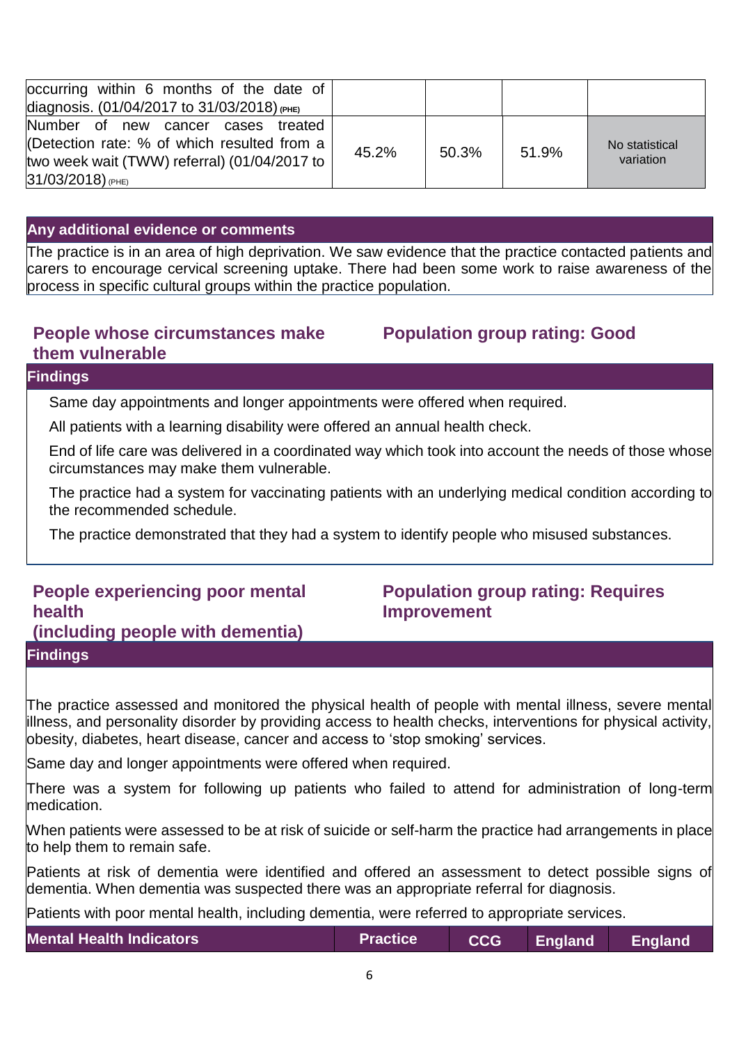| | | | | |
|---|---|---|---|---|
| occurring within 6 months of the date of diagnosis. (01/04/2017 to 31/03/2018) (PHE) | | | | |
| Number of new cancer cases treated (Detection rate: % of which resulted from a two week wait (TWW) referral) (01/04/2017 to 31/03/2018) (PHE) | 45.2% | 50.3% | 51.9% | No statistical variation |

**Any additional evidence or comments**

The practice is in an area of high deprivation. We saw evidence that the practice contacted patients and carers to encourage cervical screening uptake. There had been some work to raise awareness of the process in specific cultural groups within the practice population.

## People whose circumstances make them vulnerable

**Population group rating: Good**

**Findings**

- Same day appointments and longer appointments were offered when required.
- All patients with a learning disability were offered an annual health check.
- End of life care was delivered in a coordinated way which took into account the needs of those whose circumstances may make them vulnerable.
- The practice had a system for vaccinating patients with an underlying medical condition according to the recommended schedule.
- The practice demonstrated that they had a system to identify people who misused substances.

## People experiencing poor mental health (including people with dementia)

**Population group rating: Requires Improvement**

**Findings**

The practice assessed and monitored the physical health of people with mental illness, severe mental illness, and personality disorder by providing access to health checks, interventions for physical activity, obesity, diabetes, heart disease, cancer and access to 'stop smoking' services.

Same day and longer appointments were offered when required.

There was a system for following up patients who failed to attend for administration of long-term medication.

When patients were assessed to be at risk of suicide or self-harm the practice had arrangements in place to help them to remain safe.

Patients at risk of dementia were identified and offered an assessment to detect possible signs of dementia. When dementia was suspected there was an appropriate referral for diagnosis.

Patients with poor mental health, including dementia, were referred to appropriate services.

| Mental Health Indicators | Practice | CCG | England | England |
|---|---|---|---|---|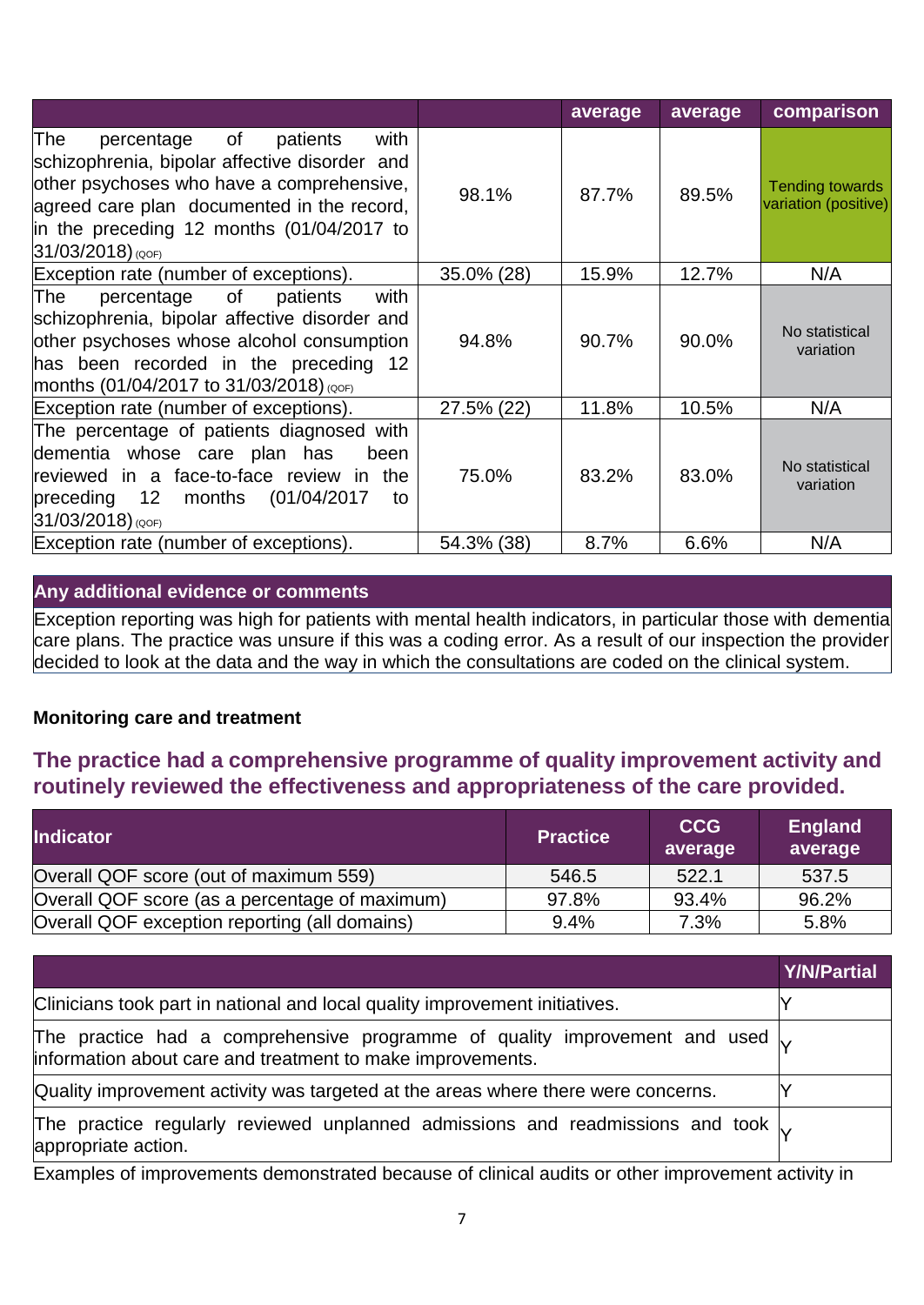| | | average | average | comparison |
|---|---|---|---|---|
| The percentage of patients with schizophrenia, bipolar affective disorder and other psychoses who have a comprehensive, agreed care plan documented in the record, in the preceding 12 months (01/04/2017 to 31/03/2018) (QOF) | 98.1% | 87.7% | 89.5% | Tending towards variation (positive) |
| Exception rate (number of exceptions). | 35.0% (28) | 15.9% | 12.7% | N/A |
| The percentage of patients with schizophrenia, bipolar affective disorder and other psychoses whose alcohol consumption has been recorded in the preceding 12 months (01/04/2017 to 31/03/2018) (QOF) | 94.8% | 90.7% | 90.0% | No statistical variation |
| Exception rate (number of exceptions). | 27.5% (22) | 11.8% | 10.5% | N/A |
| The percentage of patients diagnosed with dementia whose care plan has been reviewed in a face-to-face review in the preceding 12 months (01/04/2017 to 31/03/2018) (QOF) | 75.0% | 83.2% | 83.0% | No statistical variation |
| Exception rate (number of exceptions). | 54.3% (38) | 8.7% | 6.6% | N/A |

| Any additional evidence or comments |
|---|
| Exception reporting was high for patients with mental health indicators, in particular those with dementia care plans. The practice was unsure if this was a coding error. As a result of our inspection the provider decided to look at the data and the way in which the consultations are coded on the clinical system. |

**Monitoring care and treatment**

## The practice had a comprehensive programme of quality improvement activity and routinely reviewed the effectiveness and appropriateness of the care provided.

| Indicator | Practice | CCG average | England average |
|---|---|---|---|
| Overall QOF score (out of maximum 559) | 546.5 | 522.1 | 537.5 |
| Overall QOF score (as a percentage of maximum) | 97.8% | 93.4% | 96.2% |
| Overall QOF exception reporting (all domains) | 9.4% | 7.3% | 5.8% |

| | Y/N/Partial |
|---|---|
| Clinicians took part in national and local quality improvement initiatives. | Y |
| The practice had a comprehensive programme of quality improvement and used information about care and treatment to make improvements. | Y |
| Quality improvement activity was targeted at the areas where there were concerns. | Y |
| The practice regularly reviewed unplanned admissions and readmissions and took appropriate action. | Y |

Examples of improvements demonstrated because of clinical audits or other improvement activity in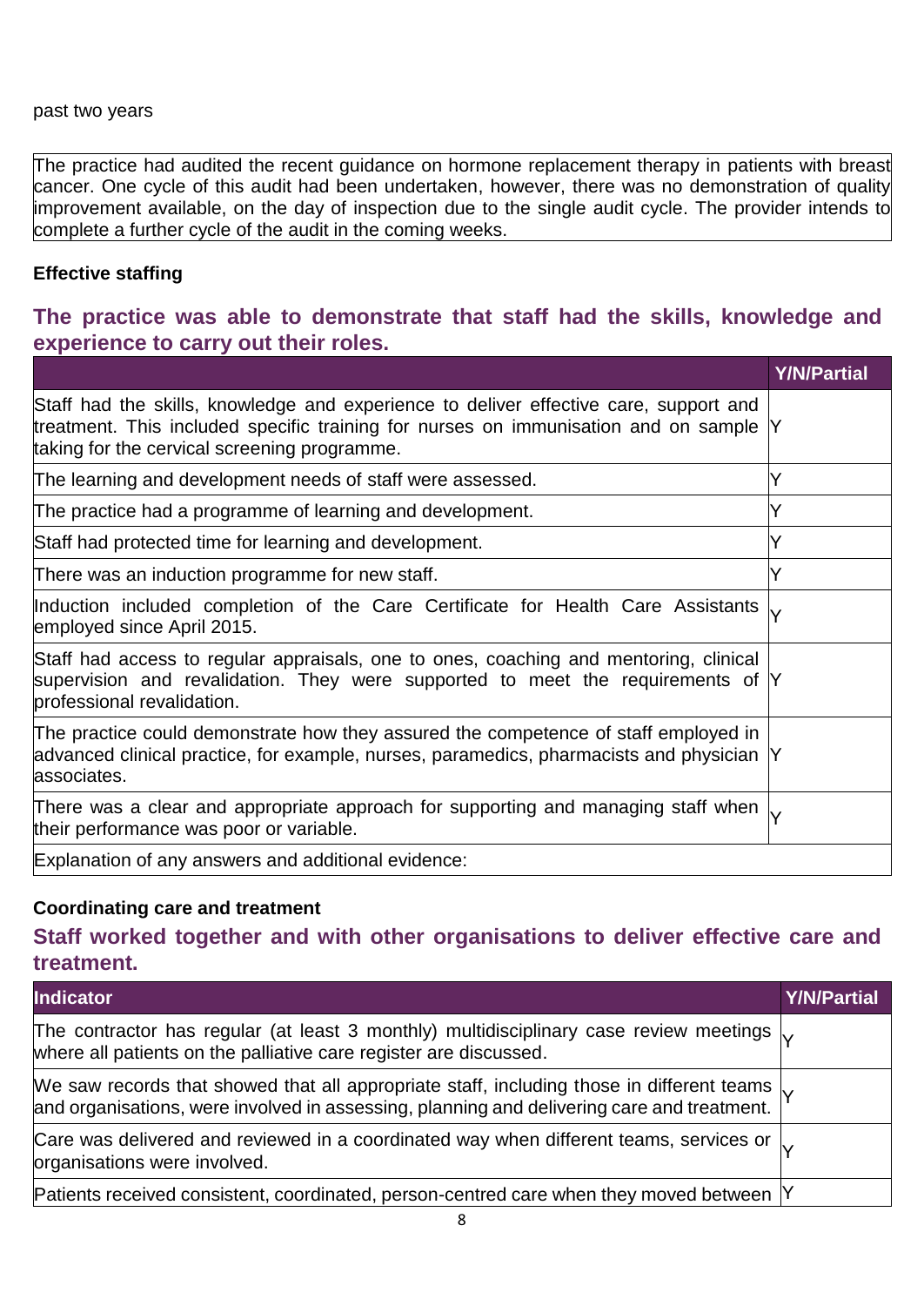past two years

| The practice had audited the recent guidance on hormone replacement therapy in patients with breast cancer. One cycle of this audit had been undertaken, however, there was no demonstration of quality improvement available, on the day of inspection due to the single audit cycle. The provider intends to complete a further cycle of the audit in the coming weeks. |
|---|

**Effective staffing**

## The practice was able to demonstrate that staff had the skills, knowledge and experience to carry out their roles.

| | Y/N/Partial |
|---|---|
| Staff had the skills, knowledge and experience to deliver effective care, support and treatment. This included specific training for nurses on immunisation and on sample taking for the cervical screening programme. | Y |
| The learning and development needs of staff were assessed. | Y |
| The practice had a programme of learning and development. | Y |
| Staff had protected time for learning and development. | Y |
| There was an induction programme for new staff. | Y |
| Induction included completion of the Care Certificate for Health Care Assistants employed since April 2015. | Y |
| Staff had access to regular appraisals, one to ones, coaching and mentoring, clinical supervision and revalidation. They were supported to meet the requirements of professional revalidation. | Y |
| The practice could demonstrate how they assured the competence of staff employed in advanced clinical practice, for example, nurses, paramedics, pharmacists and physician associates. | Y |
| There was a clear and appropriate approach for supporting and managing staff when their performance was poor or variable. | Y |
| Explanation of any answers and additional evidence: | |

**Coordinating care and treatment**

## Staff worked together and with other organisations to deliver effective care and treatment.

| Indicator | Y/N/Partial |
|---|---|
| The contractor has regular (at least 3 monthly) multidisciplinary case review meetings where all patients on the palliative care register are discussed. | Y |
| We saw records that showed that all appropriate staff, including those in different teams and organisations, were involved in assessing, planning and delivering care and treatment. | Y |
| Care was delivered and reviewed in a coordinated way when different teams, services or organisations were involved. | Y |
| Patients received consistent, coordinated, person-centred care when they moved between | Y |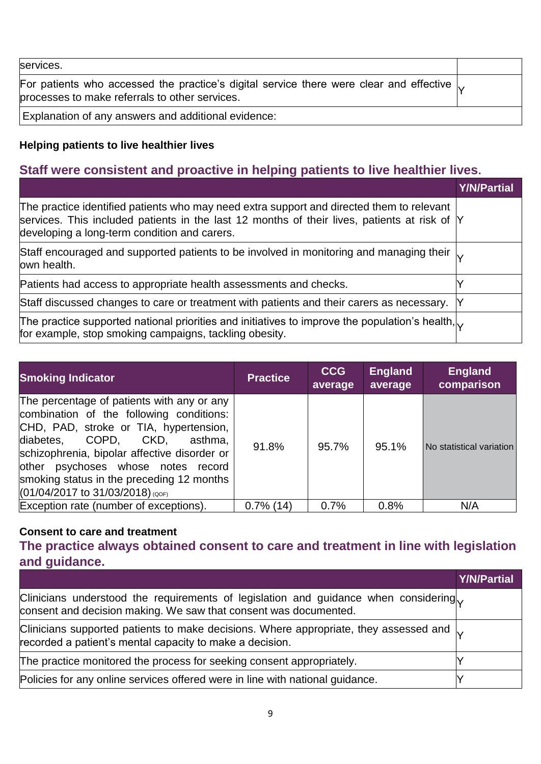| | |
|---|---|
| services. | |
| For patients who accessed the practice's digital service there were clear and effective processes to make referrals to other services. | Y |
| Explanation of any answers and additional evidence: | |

**Helping patients to live healthier lives**

## Staff were consistent and proactive in helping patients to live healthier lives.

| | Y/N/Partial |
|---|---|
| The practice identified patients who may need extra support and directed them to relevant services. This included patients in the last 12 months of their lives, patients at risk of developing a long-term condition and carers. | Y |
| Staff encouraged and supported patients to be involved in monitoring and managing their own health. | Y |
| Patients had access to appropriate health assessments and checks. | Y |
| Staff discussed changes to care or treatment with patients and their carers as necessary. | Y |
| The practice supported national priorities and initiatives to improve the population's health, for example, stop smoking campaigns, tackling obesity. | Y |

| Smoking Indicator | Practice | CCG average | England average | England comparison |
|---|---|---|---|---|
| The percentage of patients with any or any combination of the following conditions: CHD, PAD, stroke or TIA, hypertension, diabetes, COPD, CKD, asthma, schizophrenia, bipolar affective disorder or other psychoses whose notes record smoking status in the preceding 12 months (01/04/2017 to 31/03/2018) (QOF) | 91.8% | 95.7% | 95.1% | No statistical variation |
| Exception rate (number of exceptions). | 0.7% (14) | 0.7% | 0.8% | N/A |

**Consent to care and treatment**

## The practice always obtained consent to care and treatment in line with legislation and guidance.

| | Y/N/Partial |
|---|---|
| Clinicians understood the requirements of legislation and guidance when considering consent and decision making. We saw that consent was documented. | Y |
| Clinicians supported patients to make decisions. Where appropriate, they assessed and recorded a patient's mental capacity to make a decision. | Y |
| The practice monitored the process for seeking consent appropriately. | Y |
| Policies for any online services offered were in line with national guidance. | Y |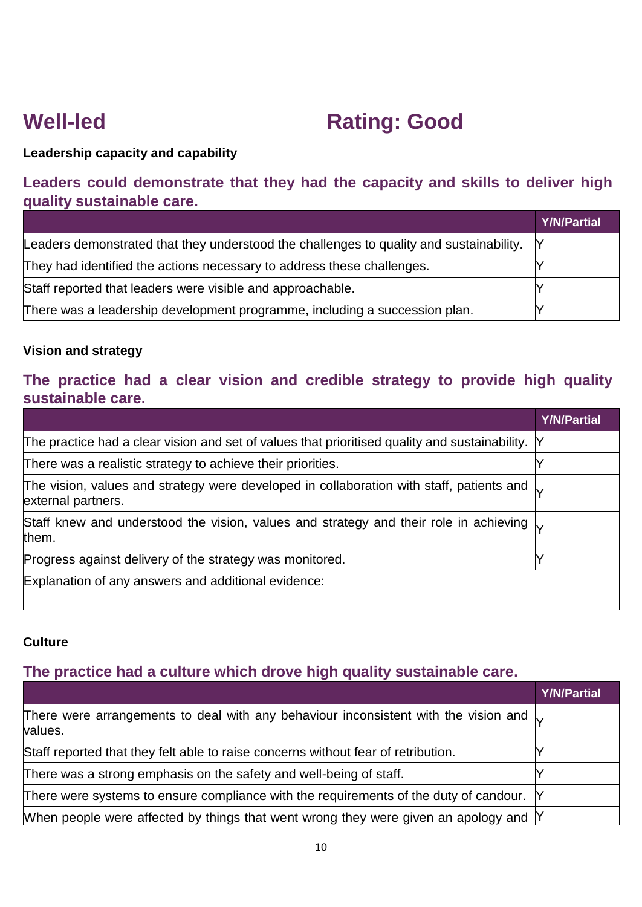## Well-led                                    Rating: Good

**Leadership capacity and capability**

### Leaders could demonstrate that they had the capacity and skills to deliver high quality sustainable care.

| | Y/N/Partial |
|---|---|
| Leaders demonstrated that they understood the challenges to quality and sustainability. | Y |
| They had identified the actions necessary to address these challenges. | Y |
| Staff reported that leaders were visible and approachable. | Y |
| There was a leadership development programme, including a succession plan. | Y |

**Vision and strategy**

### The practice had a clear vision and credible strategy to provide high quality sustainable care.

| | Y/N/Partial |
|---|---|
| The practice had a clear vision and set of values that prioritised quality and sustainability. | Y |
| There was a realistic strategy to achieve their priorities. | Y |
| The vision, values and strategy were developed in collaboration with staff, patients and external partners. | Y |
| Staff knew and understood the vision, values and strategy and their role in achieving them. | Y |
| Progress against delivery of the strategy was monitored. | Y |
| Explanation of any answers and additional evidence: | |

**Culture**

### The practice had a culture which drove high quality sustainable care.

| | Y/N/Partial |
|---|---|
| There were arrangements to deal with any behaviour inconsistent with the vision and values. | Y |
| Staff reported that they felt able to raise concerns without fear of retribution. | Y |
| There was a strong emphasis on the safety and well-being of staff. | Y |
| There were systems to ensure compliance with the requirements of the duty of candour. | Y |
| When people were affected by things that went wrong they were given an apology and | Y |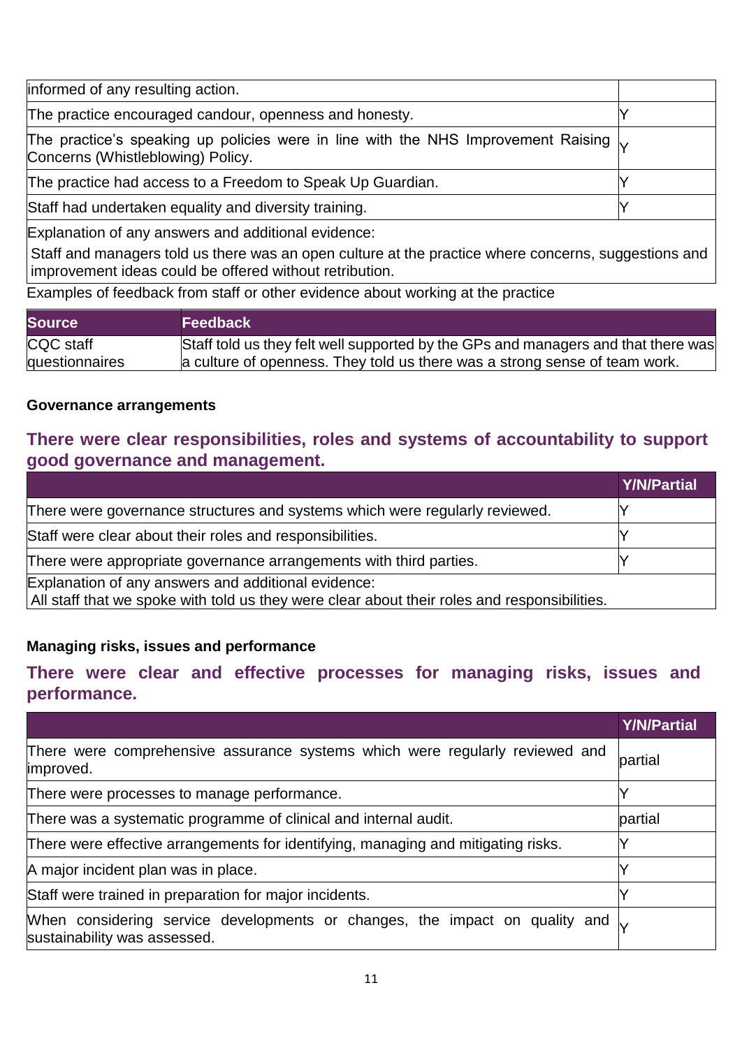| | |
|---|---|
| informed of any resulting action. | |
| The practice encouraged candour, openness and honesty. | Y |
| The practice's speaking up policies were in line with the NHS Improvement Raising Concerns (Whistleblowing) Policy. | Y |
| The practice had access to a Freedom to Speak Up Guardian. | Y |
| Staff had undertaken equality and diversity training. | Y |
| Explanation of any answers and additional evidence: Staff and managers told us there was an open culture at the practice where concerns, suggestions and improvement ideas could be offered without retribution. | |

Examples of feedback from staff or other evidence about working at the practice

| Source | Feedback |
|---|---|
| CQC staff questionnaires | Staff told us they felt well supported by the GPs and managers and that there was a culture of openness. They told us there was a strong sense of team work. |

**Governance arrangements**

## There were clear responsibilities, roles and systems of accountability to support good governance and management.

| | Y/N/Partial |
|---|---|
| There were governance structures and systems which were regularly reviewed. | Y |
| Staff were clear about their roles and responsibilities. | Y |
| There were appropriate governance arrangements with third parties. | Y |
| Explanation of any answers and additional evidence: All staff that we spoke with told us they were clear about their roles and responsibilities. | |

**Managing risks, issues and performance**

## There were clear and effective processes for managing risks, issues and performance.

| | Y/N/Partial |
|---|---|
| There were comprehensive assurance systems which were regularly reviewed and improved. | partial |
| There were processes to manage performance. | Y |
| There was a systematic programme of clinical and internal audit. | partial |
| There were effective arrangements for identifying, managing and mitigating risks. | Y |
| A major incident plan was in place. | Y |
| Staff were trained in preparation for major incidents. | Y |
| When considering service developments or changes, the impact on quality and sustainability was assessed. | Y |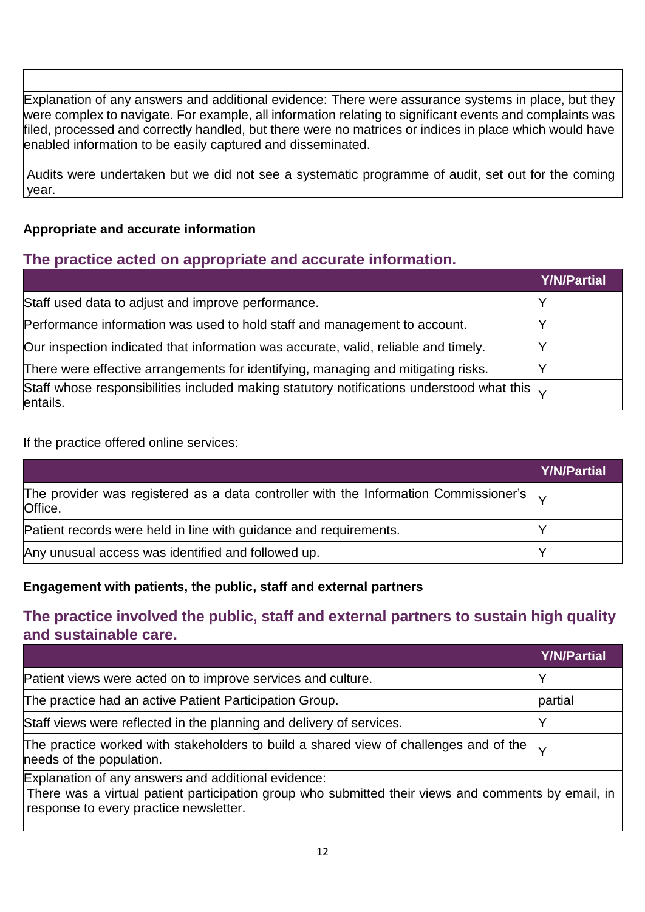| | |
|---|---|
| Explanation of any answers and additional evidence: There were assurance systems in place, but they were complex to navigate. For example, all information relating to significant events and complaints was filed, processed and correctly handled, but there were no matrices or indices in place which would have enabled information to be easily captured and disseminated.<br><br>Audits were undertaken but we did not see a systematic programme of audit, set out for the coming year. | |

**Appropriate and accurate information**

## The practice acted on appropriate and accurate information.

| | Y/N/Partial |
|---|---|
| Staff used data to adjust and improve performance. | Y |
| Performance information was used to hold staff and management to account. | Y |
| Our inspection indicated that information was accurate, valid, reliable and timely. | Y |
| There were effective arrangements for identifying, managing and mitigating risks. | Y |
| Staff whose responsibilities included making statutory notifications understood what this entails. | Y |

If the practice offered online services:

| | Y/N/Partial |
|---|---|
| The provider was registered as a data controller with the Information Commissioner's Office. | Y |
| Patient records were held in line with guidance and requirements. | Y |
| Any unusual access was identified and followed up. | Y |

**Engagement with patients, the public, staff and external partners**

## The practice involved the public, staff and external partners to sustain high quality and sustainable care.

| | Y/N/Partial |
|---|---|
| Patient views were acted on to improve services and culture. | Y |
| The practice had an active Patient Participation Group. | partial |
| Staff views were reflected in the planning and delivery of services. | Y |
| The practice worked with stakeholders to build a shared view of challenges and of the needs of the population. | Y |
| Explanation of any answers and additional evidence:<br>There was a virtual patient participation group who submitted their views and comments by email, in response to every practice newsletter. | |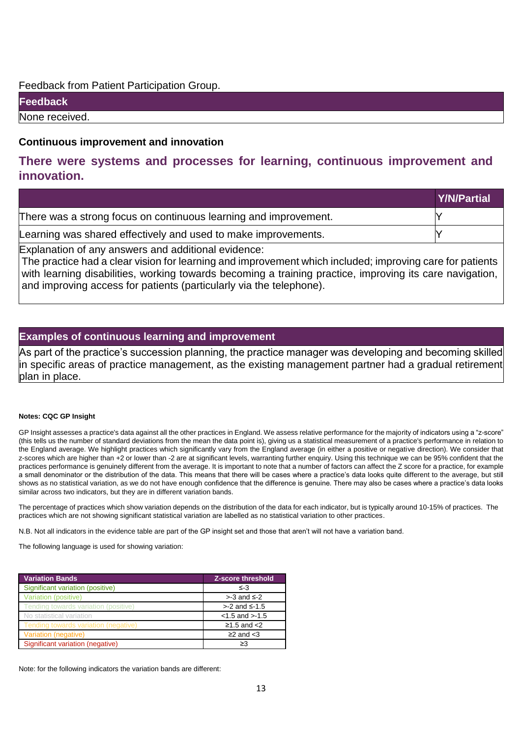Feedback from Patient Participation Group.

| Feedback |
| --- |
| None received. |

### Continuous improvement and innovation

## There were systems and processes for learning, continuous improvement and innovation.

| | Y/N/Partial |
| --- | --- |
| There was a strong focus on continuous learning and improvement. | Y |
| Learning was shared effectively and used to make improvements. | Y |

Explanation of any answers and additional evidence:
The practice had a clear vision for learning and improvement which included; improving care for patients with learning disabilities, working towards becoming a training practice, improving its care navigation, and improving access for patients (particularly via the telephone).

| Examples of continuous learning and improvement |
| --- |
| As part of the practice's succession planning, the practice manager was developing and becoming skilled in specific areas of practice management, as the existing management partner had a gradual retirement plan in place. |

**Notes: CQC GP Insight**

GP Insight assesses a practice's data against all the other practices in England. We assess relative performance for the majority of indicators using a "z-score" (this tells us the number of standard deviations from the mean the data point is), giving us a statistical measurement of a practice's performance in relation to the England average. We highlight practices which significantly vary from the England average (in either a positive or negative direction). We consider that z-scores which are higher than +2 or lower than -2 are at significant levels, warranting further enquiry. Using this technique we can be 95% confident that the practices performance is genuinely different from the average. It is important to note that a number of factors can affect the Z score for a practice, for example a small denominator or the distribution of the data. This means that there will be cases where a practice's data looks quite different to the average, but still shows as no statistical variation, as we do not have enough confidence that the difference is genuine. There may also be cases where a practice's data looks similar across two indicators, but they are in different variation bands.

The percentage of practices which show variation depends on the distribution of the data for each indicator, but is typically around 10-15% of practices. The practices which are not showing significant statistical variation are labelled as no statistical variation to other practices.

N.B. Not all indicators in the evidence table are part of the GP insight set and those that aren't will not have a variation band.

The following language is used for showing variation:

| Variation Bands | Z-score threshold |
| --- | --- |
| Significant variation (positive) | ≤-3 |
| Variation (positive) | >-3 and ≤-2 |
| Tending towards variation (positive) | >-2 and ≤-1.5 |
| No statistical variation | <1.5 and >-1.5 |
| Tending towards variation (negative) | ≥1.5 and <2 |
| Variation (negative) | ≥2 and <3 |
| Significant variation (negative) | ≥3 |

Note: for the following indicators the variation bands are different: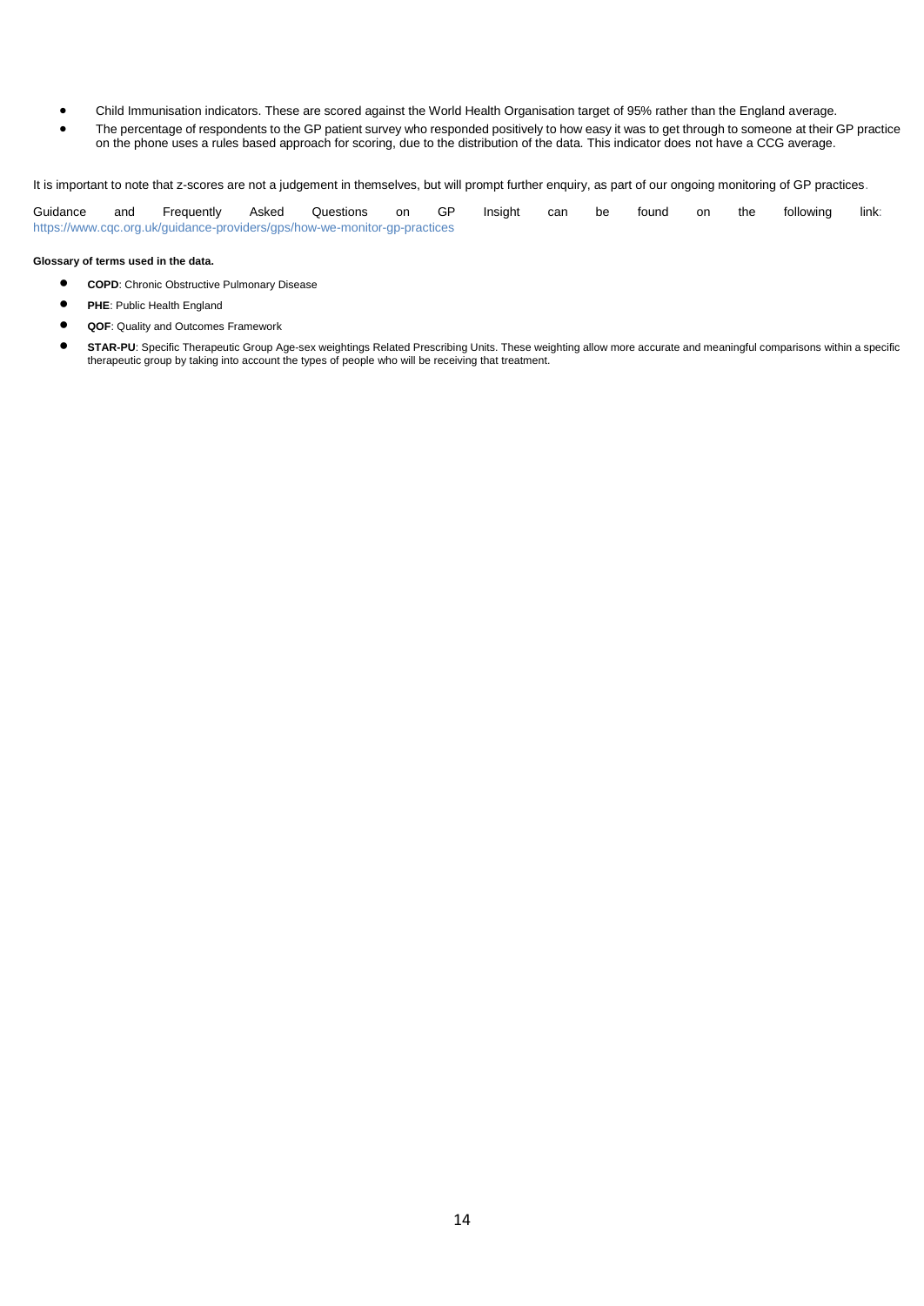- Child Immunisation indicators. These are scored against the World Health Organisation target of 95% rather than the England average.
- The percentage of respondents to the GP patient survey who responded positively to how easy it was to get through to someone at their GP practice on the phone uses a rules based approach for scoring, due to the distribution of the data. This indicator does not have a CCG average.

It is important to note that z-scores are not a judgement in themselves, but will prompt further enquiry, as part of our ongoing monitoring of GP practices.

Guidance and Frequently Asked Questions on GP Insight can be found on the following link: https://www.cqc.org.uk/guidance-providers/gps/how-we-monitor-gp-practices

**Glossary of terms used in the data.**

- **COPD**: Chronic Obstructive Pulmonary Disease
- **PHE**: Public Health England
- **QOF**: Quality and Outcomes Framework
- **STAR-PU**: Specific Therapeutic Group Age-sex weightings Related Prescribing Units. These weighting allow more accurate and meaningful comparisons within a specific therapeutic group by taking into account the types of people who will be receiving that treatment.